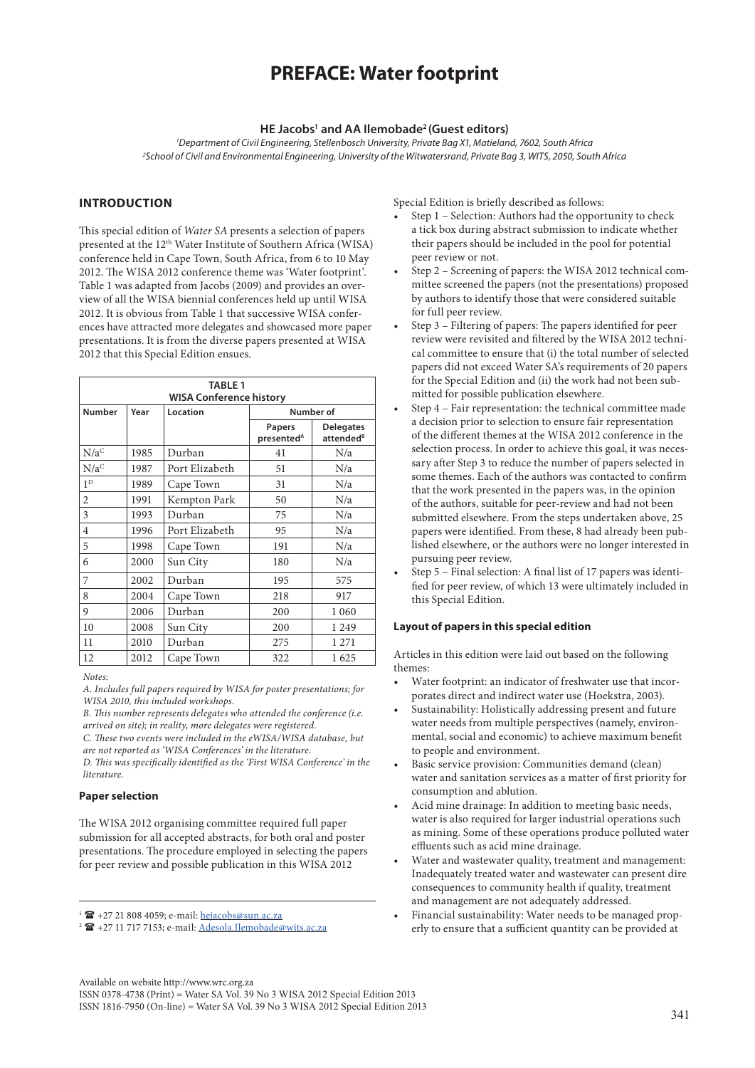# PREFACE: Water footprint

**HE Jacobs[1] and AA Ilemobade[2] (Guest editors)**

*[1]Department of Civil Engineering, Stellenbosch University, Private Bag X1, Matieland, 7602, South Africa*
*[2]School of Civil and Environmental Engineering, University of the Witwatersrand, Private Bag 3, WITS, 2050, South Africa*

## INTRODUCTION

This special edition of *Water SA* presents a selection of papers presented at the 12th Water Institute of Southern Africa (WISA) conference held in Cape Town, South Africa, from 6 to 10 May 2012. The WISA 2012 conference theme was 'Water footprint'. Table 1 was adapted from Jacobs (2009) and provides an overview of all the WISA biennial conferences held up until WISA 2012. It is obvious from Table 1 that successive WISA conferences have attracted more delegates and showcased more paper presentations. It is from the diverse papers presented at WISA 2012 that this Special Edition ensues.

**TABLE 1**
**WISA Conference history**

| Number | Year | Location | Number of | |
|---|---|---|---|---|
| | | | Papers presented[A] | Delegates attended[B] |
| N/a[C] | 1985 | Durban | 41 | N/a |
| N/a[C] | 1987 | Port Elizabeth | 51 | N/a |
| 1[D] | 1989 | Cape Town | 31 | N/a |
| 2 | 1991 | Kempton Park | 50 | N/a |
| 3 | 1993 | Durban | 75 | N/a |
| 4 | 1996 | Port Elizabeth | 95 | N/a |
| 5 | 1998 | Cape Town | 191 | N/a |
| 6 | 2000 | Sun City | 180 | N/a |
| 7 | 2002 | Durban | 195 | 575 |
| 8 | 2004 | Cape Town | 218 | 917 |
| 9 | 2006 | Durban | 200 | 1 060 |
| 10 | 2008 | Sun City | 200 | 1 249 |
| 11 | 2010 | Durban | 275 | 1 271 |
| 12 | 2012 | Cape Town | 322 | 1 625 |

*Notes:*

*A. Includes full papers required by WISA for poster presentations; for WISA 2010, this included workshops.*
*B. This number represents delegates who attended the conference (i.e. arrived on site); in reality, more delegates were registered.*
*C. These two events were included in the eWISA/WISA database, but are not reported as 'WISA Conferences' in the literature.*
*D. This was specifically identified as the 'First WISA Conference' in the literature.*

### Paper selection

The WISA 2012 organising committee required full paper submission for all accepted abstracts, for both oral and poster presentations. The procedure employed in selecting the papers for peer review and possible publication in this WISA 2012 Special Edition is briefly described as follows:

- Step 1 – Selection: Authors had the opportunity to check a tick box during abstract submission to indicate whether their papers should be included in the pool for potential peer review or not.
- Step 2 – Screening of papers: the WISA 2012 technical committee screened the papers (not the presentations) proposed by authors to identify those that were considered suitable for full peer review.
- Step 3 – Filtering of papers: The papers identified for peer review were revisited and filtered by the WISA 2012 technical committee to ensure that (i) the total number of selected papers did not exceed Water SA's requirements of 20 papers for the Special Edition and (ii) the work had not been submitted for possible publication elsewhere.
- Step 4 – Fair representation: the technical committee made a decision prior to selection to ensure fair representation of the different themes at the WISA 2012 conference in the selection process. In order to achieve this goal, it was necessary after Step 3 to reduce the number of papers selected in some themes. Each of the authors was contacted to confirm that the work presented in the papers was, in the opinion of the authors, suitable for peer-review and had not been submitted elsewhere. From the steps undertaken above, 25 papers were identified. From these, 8 had already been published elsewhere, or the authors were no longer interested in pursuing peer review.
- Step 5 – Final selection: A final list of 17 papers was identified for peer review, of which 13 were ultimately included in this Special Edition.

### Layout of papers in this special edition

Articles in this edition were laid out based on the following themes:

- Water footprint: an indicator of freshwater use that incorporates direct and indirect water use (Hoekstra, 2003).
- Sustainability: Holistically addressing present and future water needs from multiple perspectives (namely, environmental, social and economic) to achieve maximum benefit to people and environment.
- Basic service provision: Communities demand (clean) water and sanitation services as a matter of first priority for consumption and ablution.
- Acid mine drainage: In addition to meeting basic needs, water is also required for larger industrial operations such as mining. Some of these operations produce polluted water effluents such as acid mine drainage.
- Water and wastewater quality, treatment and management: Inadequately treated water and wastewater can present dire consequences to community health if quality, treatment and management are not adequately addressed.
- Financial sustainability: Water needs to be managed properly to ensure that a sufficient quantity can be provided at

[1] ☎ +27 21 808 4059; e-mail: hejacobs@sun.ac.za
[2] ☎ +27 11 717 7153; e-mail: Adesola.Ilemobade@wits.ac.za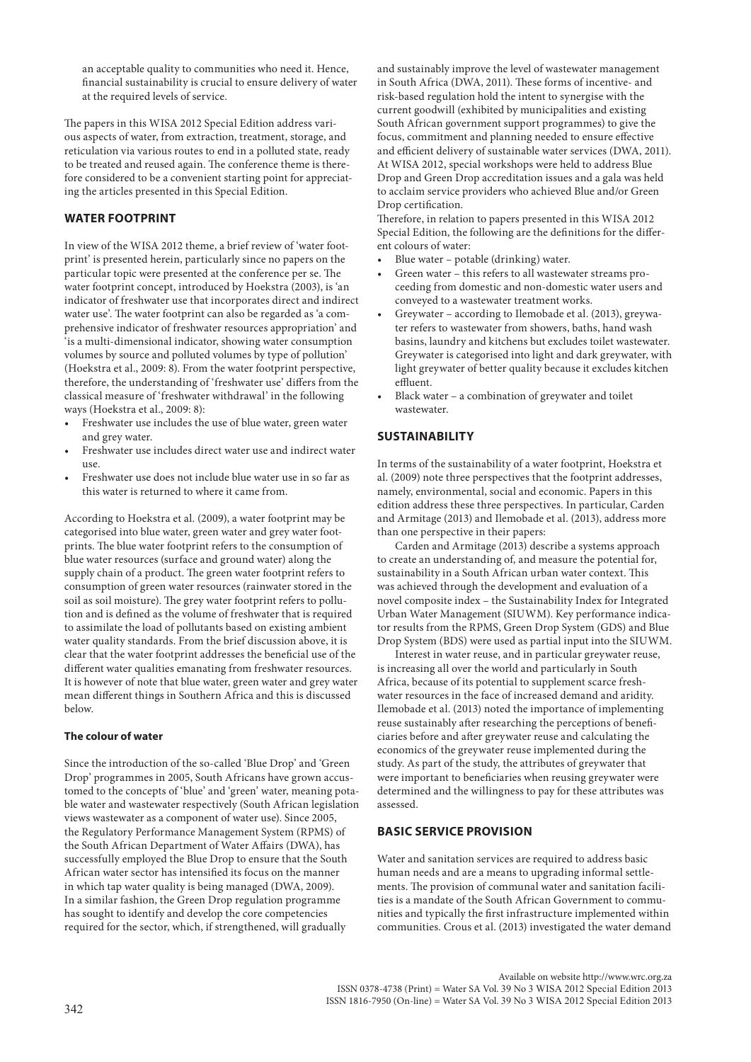an acceptable quality to communities who need it. Hence, financial sustainability is crucial to ensure delivery of water at the required levels of service.

The papers in this WISA 2012 Special Edition address various aspects of water, from extraction, treatment, storage, and reticulation via various routes to end in a polluted state, ready to be treated and reused again. The conference theme is therefore considered to be a convenient starting point for appreciating the articles presented in this Special Edition.

## WATER FOOTPRINT

In view of the WISA 2012 theme, a brief review of 'water footprint' is presented herein, particularly since no papers on the particular topic were presented at the conference per se. The water footprint concept, introduced by Hoekstra (2003), is 'an indicator of freshwater use that incorporates direct and indirect water use'. The water footprint can also be regarded as 'a comprehensive indicator of freshwater resources appropriation' and 'is a multi-dimensional indicator, showing water consumption volumes by source and polluted volumes by type of pollution' (Hoekstra et al., 2009: 8). From the water footprint perspective, therefore, the understanding of 'freshwater use' differs from the classical measure of 'freshwater withdrawal' in the following ways (Hoekstra et al., 2009: 8):

- Freshwater use includes the use of blue water, green water and grey water.
- Freshwater use includes direct water use and indirect water use.
- Freshwater use does not include blue water use in so far as this water is returned to where it came from.

According to Hoekstra et al. (2009), a water footprint may be categorised into blue water, green water and grey water footprints. The blue water footprint refers to the consumption of blue water resources (surface and ground water) along the supply chain of a product. The green water footprint refers to consumption of green water resources (rainwater stored in the soil as soil moisture). The grey water footprint refers to pollution and is defined as the volume of freshwater that is required to assimilate the load of pollutants based on existing ambient water quality standards. From the brief discussion above, it is clear that the water footprint addresses the beneficial use of the different water qualities emanating from freshwater resources. It is however of note that blue water, green water and grey water mean different things in Southern Africa and this is discussed below.

### The colour of water

Since the introduction of the so-called 'Blue Drop' and 'Green Drop' programmes in 2005, South Africans have grown accustomed to the concepts of 'blue' and 'green' water, meaning potable water and wastewater respectively (South African legislation views wastewater as a component of water use). Since 2005, the Regulatory Performance Management System (RPMS) of the South African Department of Water Affairs (DWA), has successfully employed the Blue Drop to ensure that the South African water sector has intensified its focus on the manner in which tap water quality is being managed (DWA, 2009). In a similar fashion, the Green Drop regulation programme has sought to identify and develop the core competencies required for the sector, which, if strengthened, will gradually and sustainably improve the level of wastewater management in South Africa (DWA, 2011). These forms of incentive- and risk-based regulation hold the intent to synergise with the current goodwill (exhibited by municipalities and existing South African government support programmes) to give the focus, commitment and planning needed to ensure effective and efficient delivery of sustainable water services (DWA, 2011). At WISA 2012, special workshops were held to address Blue Drop and Green Drop accreditation issues and a gala was held to acclaim service providers who achieved Blue and/or Green Drop certification.

Therefore, in relation to papers presented in this WISA 2012 Special Edition, the following are the definitions for the different colours of water:

- Blue water – potable (drinking) water.
- Green water – this refers to all wastewater streams proceeding from domestic and non-domestic water users and conveyed to a wastewater treatment works.
- Greywater – according to Ilemobade et al. (2013), greywater refers to wastewater from showers, baths, hand wash basins, laundry and kitchens but excludes toilet wastewater. Greywater is categorised into light and dark greywater, with light greywater of better quality because it excludes kitchen effluent.
- Black water – a combination of greywater and toilet wastewater.

## SUSTAINABILITY

In terms of the sustainability of a water footprint, Hoekstra et al. (2009) note three perspectives that the footprint addresses, namely, environmental, social and economic. Papers in this edition address these three perspectives. In particular, Carden and Armitage (2013) and Ilemobade et al. (2013), address more than one perspective in their papers:

Carden and Armitage (2013) describe a systems approach to create an understanding of, and measure the potential for, sustainability in a South African urban water context. This was achieved through the development and evaluation of a novel composite index – the Sustainability Index for Integrated Urban Water Management (SIUWM). Key performance indicator results from the RPMS, Green Drop System (GDS) and Blue Drop System (BDS) were used as partial input into the SIUWM.

Interest in water reuse, and in particular greywater reuse, is increasing all over the world and particularly in South Africa, because of its potential to supplement scarce freshwater resources in the face of increased demand and aridity. Ilemobade et al. (2013) noted the importance of implementing reuse sustainably after researching the perceptions of beneficiaries before and after greywater reuse and calculating the economics of the greywater reuse implemented during the study. As part of the study, the attributes of greywater that were important to beneficiaries when reusing greywater were determined and the willingness to pay for these attributes was assessed.

## BASIC SERVICE PROVISION

Water and sanitation services are required to address basic human needs and are a means to upgrading informal settlements. The provision of communal water and sanitation facilities is a mandate of the South African Government to communities and typically the first infrastructure implemented within communities. Crous et al. (2013) investigated the water demand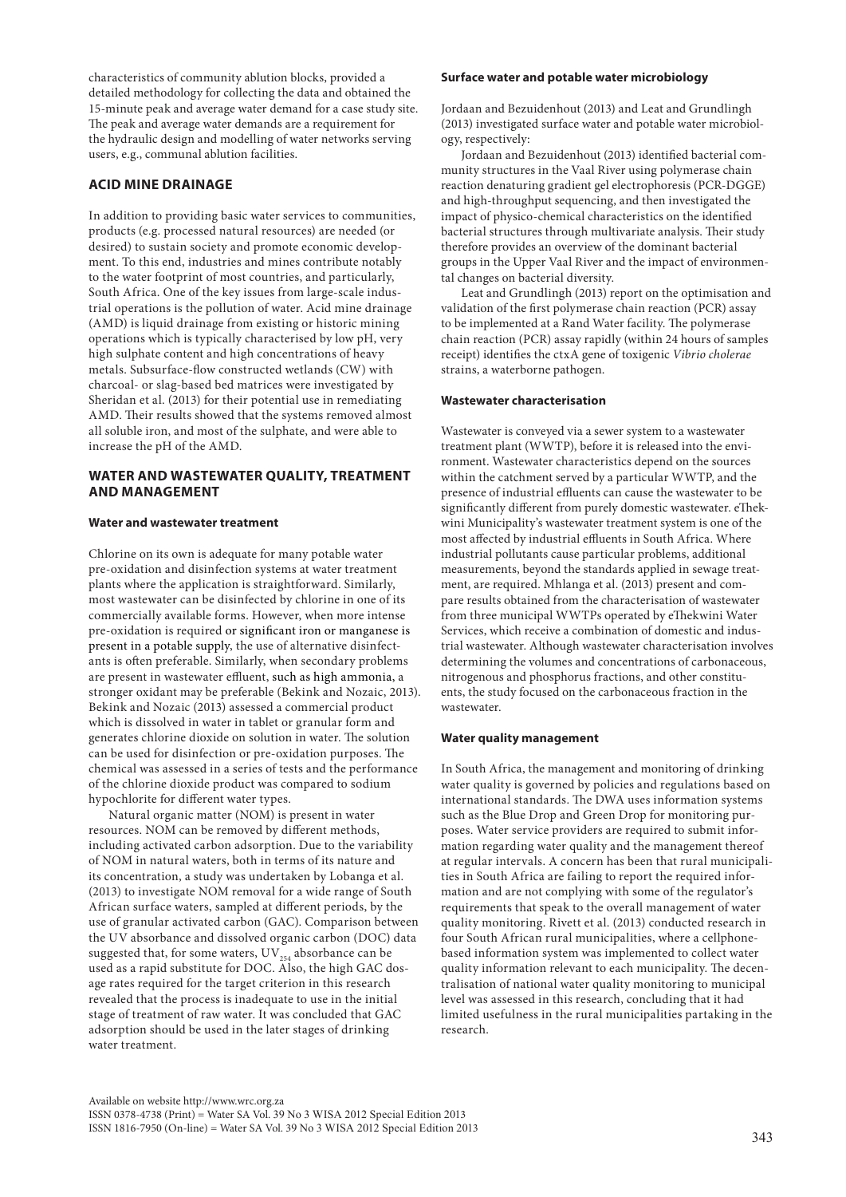characteristics of community ablution blocks, provided a detailed methodology for collecting the data and obtained the 15-minute peak and average water demand for a case study site. The peak and average water demands are a requirement for the hydraulic design and modelling of water networks serving users, e.g., communal ablution facilities.

## ACID MINE DRAINAGE

In addition to providing basic water services to communities, products (e.g. processed natural resources) are needed (or desired) to sustain society and promote economic development. To this end, industries and mines contribute notably to the water footprint of most countries, and particularly, South Africa. One of the key issues from large-scale industrial operations is the pollution of water. Acid mine drainage (AMD) is liquid drainage from existing or historic mining operations which is typically characterised by low pH, very high sulphate content and high concentrations of heavy metals. Subsurface-flow constructed wetlands (CW) with charcoal- or slag-based bed matrices were investigated by Sheridan et al. (2013) for their potential use in remediating AMD. Their results showed that the systems removed almost all soluble iron, and most of the sulphate, and were able to increase the pH of the AMD.

## WATER AND WASTEWATER QUALITY, TREATMENT AND MANAGEMENT

### Water and wastewater treatment

Chlorine on its own is adequate for many potable water pre-oxidation and disinfection systems at water treatment plants where the application is straightforward. Similarly, most wastewater can be disinfected by chlorine in one of its commercially available forms. However, when more intense pre-oxidation is required or significant iron or manganese is present in a potable supply, the use of alternative disinfectants is often preferable. Similarly, when secondary problems are present in wastewater effluent, such as high ammonia, a stronger oxidant may be preferable (Bekink and Nozaic, 2013). Bekink and Nozaic (2013) assessed a commercial product which is dissolved in water in tablet or granular form and generates chlorine dioxide on solution in water. The solution can be used for disinfection or pre-oxidation purposes. The chemical was assessed in a series of tests and the performance of the chlorine dioxide product was compared to sodium hypochlorite for different water types.

Natural organic matter (NOM) is present in water resources. NOM can be removed by different methods, including activated carbon adsorption. Due to the variability of NOM in natural waters, both in terms of its nature and its concentration, a study was undertaken by Lobanga et al. (2013) to investigate NOM removal for a wide range of South African surface waters, sampled at different periods, by the use of granular activated carbon (GAC). Comparison between the UV absorbance and dissolved organic carbon (DOC) data suggested that, for some waters, $UV_{254}$ absorbance can be used as a rapid substitute for DOC. Also, the high GAC dosage rates required for the target criterion in this research revealed that the process is inadequate to use in the initial stage of treatment of raw water. It was concluded that GAC adsorption should be used in the later stages of drinking water treatment.

### Surface water and potable water microbiology

Jordaan and Bezuidenhout (2013) and Leat and Grundlingh (2013) investigated surface water and potable water microbiology, respectively:

Jordaan and Bezuidenhout (2013) identified bacterial community structures in the Vaal River using polymerase chain reaction denaturing gradient gel electrophoresis (PCR-DGGE) and high-throughput sequencing, and then investigated the impact of physico-chemical characteristics on the identified bacterial structures through multivariate analysis. Their study therefore provides an overview of the dominant bacterial groups in the Upper Vaal River and the impact of environmental changes on bacterial diversity.

Leat and Grundlingh (2013) report on the optimisation and validation of the first polymerase chain reaction (PCR) assay to be implemented at a Rand Water facility. The polymerase chain reaction (PCR) assay rapidly (within 24 hours of samples receipt) identifies the ctxA gene of toxigenic *Vibrio cholerae* strains, a waterborne pathogen.

### Wastewater characterisation

Wastewater is conveyed via a sewer system to a wastewater treatment plant (WWTP), before it is released into the environment. Wastewater characteristics depend on the sources within the catchment served by a particular WWTP, and the presence of industrial effluents can cause the wastewater to be significantly different from purely domestic wastewater. eThekwini Municipality's wastewater treatment system is one of the most affected by industrial effluents in South Africa. Where industrial pollutants cause particular problems, additional measurements, beyond the standards applied in sewage treatment, are required. Mhlanga et al. (2013) present and compare results obtained from the characterisation of wastewater from three municipal WWTPs operated by eThekwini Water Services, which receive a combination of domestic and industrial wastewater. Although wastewater characterisation involves determining the volumes and concentrations of carbonaceous, nitrogenous and phosphorus fractions, and other constituents, the study focused on the carbonaceous fraction in the wastewater.

### Water quality management

In South Africa, the management and monitoring of drinking water quality is governed by policies and regulations based on international standards. The DWA uses information systems such as the Blue Drop and Green Drop for monitoring purposes. Water service providers are required to submit information regarding water quality and the management thereof at regular intervals. A concern has been that rural municipalities in South Africa are failing to report the required information and are not complying with some of the regulator's requirements that speak to the overall management of water quality monitoring. Rivett et al. (2013) conducted research in four South African rural municipalities, where a cellphone-based information system was implemented to collect water quality information relevant to each municipality. The decentralisation of national water quality monitoring to municipal level was assessed in this research, concluding that it had limited usefulness in the rural municipalities partaking in the research.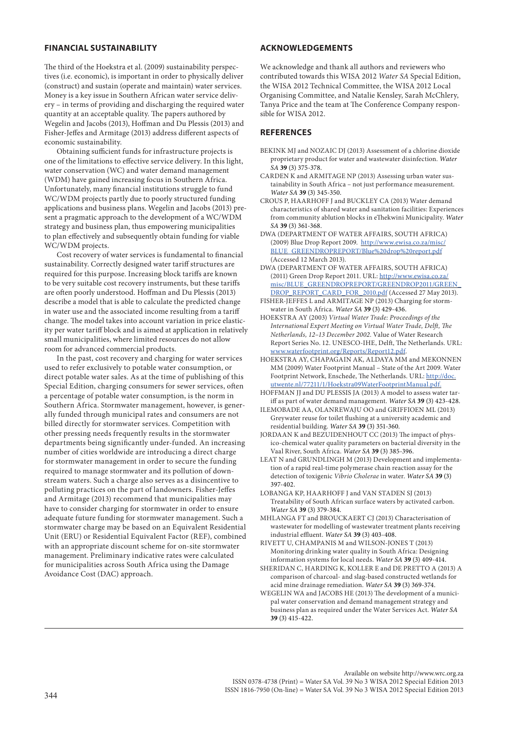## FINANCIAL SUSTAINABILITY

The third of the Hoekstra et al. (2009) sustainability perspectives (i.e. economic), is important in order to physically deliver (construct) and sustain (operate and maintain) water services. Money is a key issue in Southern African water service delivery – in terms of providing and discharging the required water quantity at an acceptable quality. The papers authored by Wegelin and Jacobs (2013), Hoffman and Du Plessis (2013) and Fisher-Jeffes and Armitage (2013) address different aspects of economic sustainability.

Obtaining sufficient funds for infrastructure projects is one of the limitations to effective service delivery. In this light, water conservation (WC) and water demand management (WDM) have gained increasing focus in Southern Africa. Unfortunately, many financial institutions struggle to fund WC/WDM projects partly due to poorly structured funding applications and business plans. Wegelin and Jacobs (2013) present a pragmatic approach to the development of a WC/WDM strategy and business plan, thus empowering municipalities to plan effectively and subsequently obtain funding for viable WC/WDM projects.

Cost recovery of water services is fundamental to financial sustainability. Correctly designed water tariff structures are required for this purpose. Increasing block tariffs are known to be very suitable cost recovery instruments, but these tariffs are often poorly understood. Hoffman and Du Plessis (2013) describe a model that is able to calculate the predicted change in water use and the associated income resulting from a tariff change. The model takes into account variation in price elasticity per water tariff block and is aimed at application in relatively small municipalities, where limited resources do not allow room for advanced commercial products.

In the past, cost recovery and charging for water services used to refer exclusively to potable water consumption, or direct potable water sales. As at the time of publishing of this Special Edition, charging consumers for sewer services, often a percentage of potable water consumption, is the norm in Southern Africa. Stormwater management, however, is generally funded through municipal rates and consumers are not billed directly for stormwater services. Competition with other pressing needs frequently results in the stormwater departments being significantly under-funded. An increasing number of cities worldwide are introducing a direct charge for stormwater management in order to secure the funding required to manage stormwater and its pollution of downstream waters. Such a charge also serves as a disincentive to polluting practices on the part of landowners. Fisher-Jeffes and Armitage (2013) recommend that municipalities may have to consider charging for stormwater in order to ensure adequate future funding for stormwater management. Such a stormwater charge may be based on an Equivalent Residential Unit (ERU) or Residential Equivalent Factor (REF), combined with an appropriate discount scheme for on-site stormwater management. Preliminary indicative rates were calculated for municipalities across South Africa using the Damage Avoidance Cost (DAC) approach.

## ACKNOWLEDGEMENTS

We acknowledge and thank all authors and reviewers who contributed towards this WISA 2012 *Water SA* Special Edition, the WISA 2012 Technical Committee, the WISA 2012 Local Organising Committee, and Natalie Kensley, Sarah McChlery, Tanya Price and the team at The Conference Company responsible for WISA 2012.

## REFERENCES

BEKINK MJ and NOZAIC DJ (2013) Assessment of a chlorine dioxide proprietary product for water and wastewater disinfection. *Water SA* **39** (3) 375-378.

CARDEN K and ARMITAGE NP (2013) Assessing urban water sustainability in South Africa – not just performance measurement. *Water SA* **39** (3) 345-350.

CROUS P, HAARHOFF J and BUCKLEY CA (2013) Water demand characteristics of shared water and sanitation facilities: Experiences from community ablution blocks in eThekwini Municipality. *Water SA* **39** (3) 361-368.

DWA (DEPARTMENT OF WATER AFFAIRS, SOUTH AFRICA) (2009) Blue Drop Report 2009. http://www.ewisa.co.za/misc/BLUE_GREENDROPREPORT/Blue%20drop%20report.pdf (Accessed 12 March 2013).

DWA (DEPARTMENT OF WATER AFFAIRS, SOUTH AFRICA) (2011) Green Drop Report 2011. URL: http://www.ewisa.co.za/misc/BLUE_GREENDROPREPORT/GREENDROP2011/GREEN_DROP_REPORT_CARD_FOR_2010.pdf (Accessed 27 May 2013).

FISHER-JEFFES L and ARMITAGE NP (2013) Charging for stormwater in South Africa. *Water SA* **39** (3) 429-436.

HOEKSTRA AY (2003) *Virtual Water Trade: Proceedings of the International Expert Meeting on Virtual Water Trade, Delft, The Netherlands, 12–13 December 2002.* Value of Water Research Report Series No. 12. UNESCO-IHE, Delft, The Netherlands. URL: www.waterfootprint.org/Reports/Report12.pdf.

HOEKSTRA AY, CHAPAGAIN AK, ALDAYA MM and MEKONNEN MM (2009) Water Footprint Manual – State of the Art 2009. Water Footprint Network, Enschede, The Netherlands. URL: http://doc.utwente.nl/77211/1/Hoekstra09WaterFootprintManual.pdf.

HOFFMAN JJ and DU PLESSIS JA (2013) A model to assess water tariff as part of water demand management. *Water SA* **39** (3) 423-428.

ILEMOBADE AA, OLANREWAJU OO and GRIFFIOEN ML (2013) Greywater reuse for toilet flushing at a university academic and residential building. *Water SA* **39** (3) 351-360.

JORDAAN K and BEZUIDENHOUT CC (2013) The impact of physico-chemical water quality parameters on bacterial diversity in the Vaal River, South Africa. *Water SA* **39** (3) 385-396.

LEAT N and GRUNDLINGH M (2013) Development and implementation of a rapid real-time polymerase chain reaction assay for the detection of toxigenic *Vibrio Cholerae* in water. *Water SA* **39** (3) 397-402.

LOBANGA KP, HAARHOFF J and VAN STADEN SJ (2013) Treatability of South African surface waters by activated carbon. *Water SA* **39** (3) 379-384.

MHLANGA FT and BROUCKAERT CJ (2013) Characterisation of wastewater for modelling of wastewater treatment plants receiving industrial effluent. *Water SA* **39** (3) 403-408.

RIVETT U, CHAMPANIS M and WILSON-JONES T (2013) Monitoring drinking water quality in South Africa: Designing information systems for local needs. *Water SA* **39** (3) 409-414.

SHERIDAN C, HARDING K, KOLLER E and DE PRETTO A (2013) A comparison of charcoal- and slag-based constructed wetlands for acid mine drainage remediation. *Water SA* **39** (3) 369-374.

WEGELIN WA and JACOBS HE (2013) The development of a municipal water conservation and demand management strategy and business plan as required under the Water Services Act. *Water SA* **39** (3) 415-422.